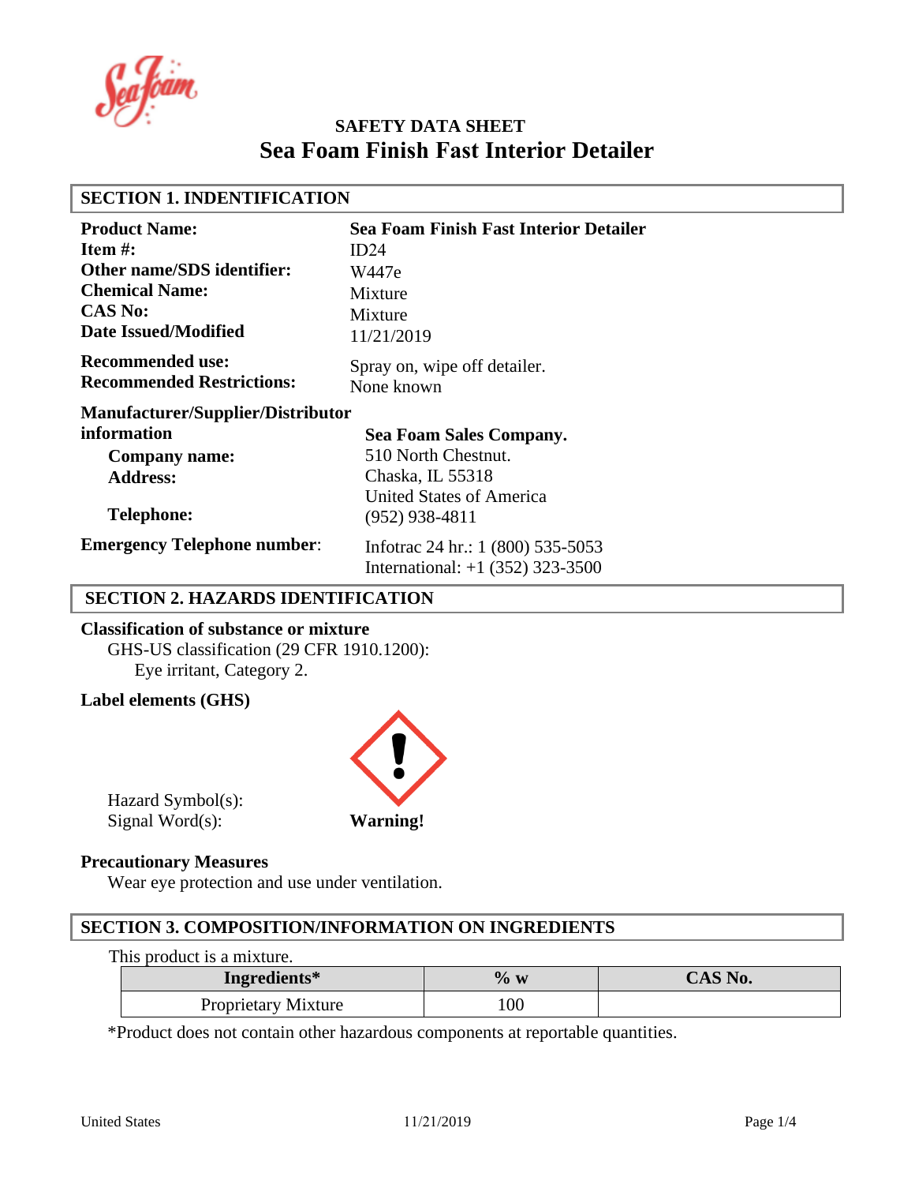# SAFETY DATA SHEET
# Sea Foam Finish Fast Interior Detailer

## SECTION 1. INDENTIFICATION

**Product Name:** **Sea Foam Finish Fast Interior Detailer**
**Item #:** ID24
**Other name/SDS identifier:** W447e
**Chemical Name:** Mixture
**CAS No:** Mixture
**Date Issued/Modified** 11/21/2019

**Recommended use:** Spray on, wipe off detailer.
**Recommended Restrictions:** None known

**Manufacturer/Supplier/Distributor information**

**Company name:** **Sea Foam Sales Company.**
**Address:** 510 North Chestnut.
Chaska, IL 55318
United States of America
**Telephone:** (952) 938-4811

**Emergency Telephone number**: Infotrac 24 hr.: 1 (800) 535-5053
International: +1 (352) 323-3500

## SECTION 2. HAZARDS IDENTIFICATION

**Classification of substance or mixture**

GHS-US classification (29 CFR 1910.1200):
Eye irritant, Category 2.

**Label elements (GHS)**

Hazard Symbol(s):
Signal Word(s): **Warning!**

**Precautionary Measures**

Wear eye protection and use under ventilation.

## SECTION 3. COMPOSITION/INFORMATION ON INGREDIENTS

This product is a mixture.

| Ingredients* | % w | CAS No. |
|---|---|---|
| Proprietary Mixture | 100 | |

*Product does not contain other hazardous components at reportable quantities.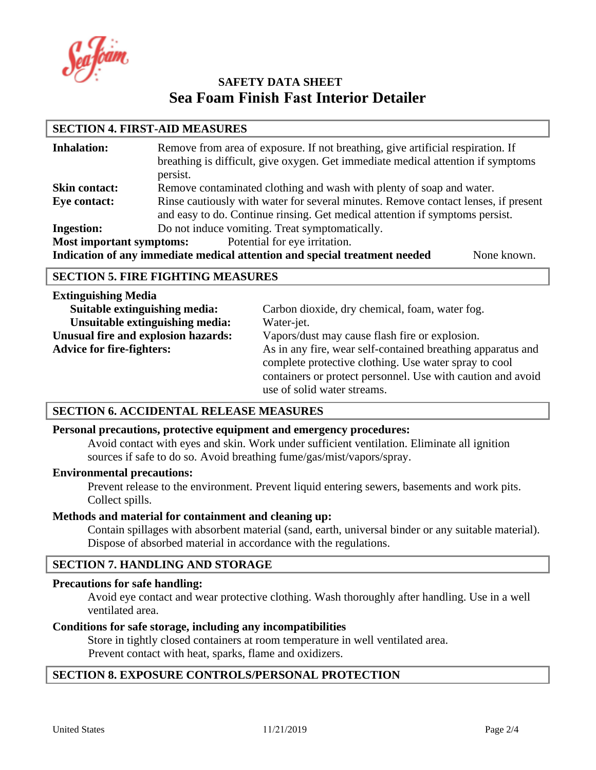**SAFETY DATA SHEET**

# Sea Foam Finish Fast Interior Detailer

## SECTION 4. FIRST-AID MEASURES

**Inhalation:** Remove from area of exposure. If not breathing, give artificial respiration. If breathing is difficult, give oxygen. Get immediate medical attention if symptoms persist.

**Skin contact:** Remove contaminated clothing and wash with plenty of soap and water.

**Eye contact:** Rinse cautiously with water for several minutes. Remove contact lenses, if present and easy to do. Continue rinsing. Get medical attention if symptoms persist.

**Ingestion:** Do not induce vomiting. Treat symptomatically.

**Most important symptoms:** Potential for eye irritation.

**Indication of any immediate medical attention and special treatment needed** None known.

## SECTION 5. FIRE FIGHTING MEASURES

**Extinguishing Media**

**Suitable extinguishing media:** Carbon dioxide, dry chemical, foam, water fog.

**Unsuitable extinguishing media:** Water-jet.

**Unusual fire and explosion hazards:** Vapors/dust may cause flash fire or explosion.

**Advice for fire-fighters:** As in any fire, wear self-contained breathing apparatus and complete protective clothing. Use water spray to cool containers or protect personnel. Use with caution and avoid use of solid water streams.

## SECTION 6. ACCIDENTAL RELEASE MEASURES

**Personal precautions, protective equipment and emergency procedures:**

Avoid contact with eyes and skin. Work under sufficient ventilation. Eliminate all ignition sources if safe to do so. Avoid breathing fume/gas/mist/vapors/spray.

**Environmental precautions:**

Prevent release to the environment. Prevent liquid entering sewers, basements and work pits. Collect spills.

**Methods and material for containment and cleaning up:**

Contain spillages with absorbent material (sand, earth, universal binder or any suitable material). Dispose of absorbed material in accordance with the regulations.

## SECTION 7. HANDLING AND STORAGE

**Precautions for safe handling:**

Avoid eye contact and wear protective clothing. Wash thoroughly after handling. Use in a well ventilated area.

**Conditions for safe storage, including any incompatibilities**

Store in tightly closed containers at room temperature in well ventilated area.
Prevent contact with heat, sparks, flame and oxidizers.

## SECTION 8. EXPOSURE CONTROLS/PERSONAL PROTECTION

United States 11/21/2019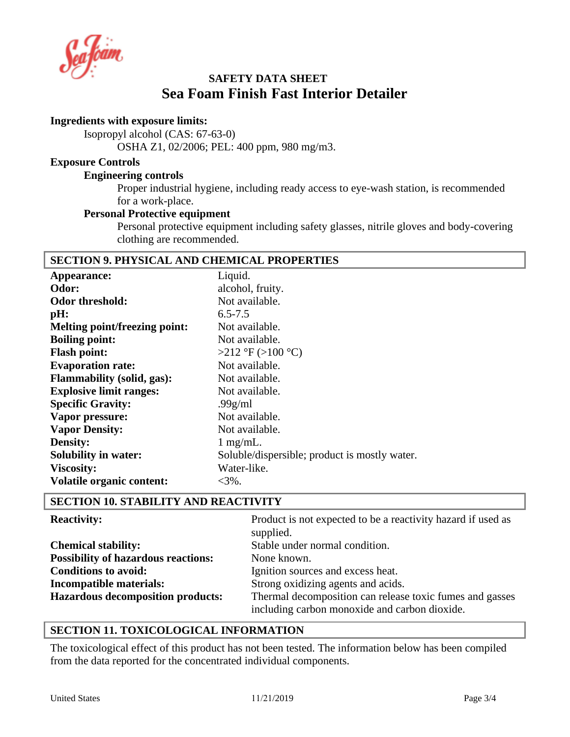# SAFETY DATA SHEET
## Sea Foam Finish Fast Interior Detailer

**Ingredients with exposure limits:**

Isopropyl alcohol (CAS: 67-63-0)

OSHA Z1, 02/2006; PEL: 400 ppm, 980 mg/m3.

**Exposure Controls**

**Engineering controls**

Proper industrial hygiene, including ready access to eye-wash station, is recommended for a work-place.

**Personal Protective equipment**

Personal protective equipment including safety glasses, nitrile gloves and body-covering clothing are recommended.

## SECTION 9. PHYSICAL AND CHEMICAL PROPERTIES

| | |
|---|---|
| **Appearance:** | Liquid. |
| **Odor:** | alcohol, fruity. |
| **Odor threshold:** | Not available. |
| **pH:** | 6.5-7.5 |
| **Melting point/freezing point:** | Not available. |
| **Boiling point:** | Not available. |
| **Flash point:** | >212 °F (>100 °C) |
| **Evaporation rate:** | Not available. |
| **Flammability (solid, gas):** | Not available. |
| **Explosive limit ranges:** | Not available. |
| **Specific Gravity:** | .99g/ml |
| **Vapor pressure:** | Not available. |
| **Vapor Density:** | Not available. |
| **Density:** | 1 mg/mL. |
| **Solubility in water:** | Soluble/dispersible; product is mostly water. |
| **Viscosity:** | Water-like. |
| **Volatile organic content:** | <3%. |

## SECTION 10. STABILITY AND REACTIVITY

| | |
|---|---|
| **Reactivity:** | Product is not expected to be a reactivity hazard if used as supplied. |
| **Chemical stability:** | Stable under normal condition. |
| **Possibility of hazardous reactions:** | None known. |
| **Conditions to avoid:** | Ignition sources and excess heat. |
| **Incompatible materials:** | Strong oxidizing agents and acids. |
| **Hazardous decomposition products:** | Thermal decomposition can release toxic fumes and gasses including carbon monoxide and carbon dioxide. |

## SECTION 11. TOXICOLOGICAL INFORMATION

The toxicological effect of this product has not been tested. The information below has been compiled from the data reported for the concentrated individual components.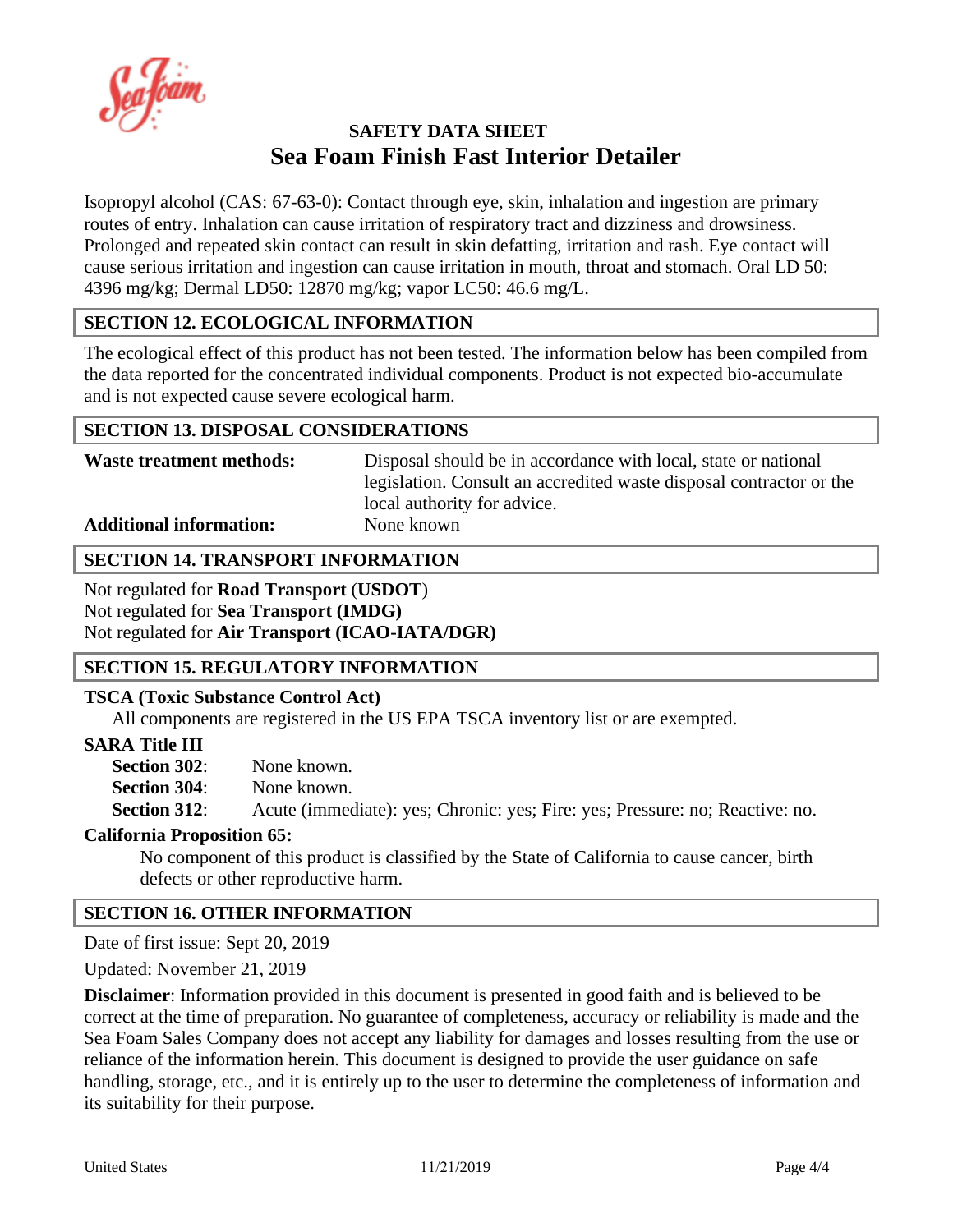**SAFETY DATA SHEET**

# Sea Foam Finish Fast Interior Detailer

Isopropyl alcohol (CAS: 67-63-0): Contact through eye, skin, inhalation and ingestion are primary routes of entry. Inhalation can cause irritation of respiratory tract and dizziness and drowsiness. Prolonged and repeated skin contact can result in skin defatting, irritation and rash. Eye contact will cause serious irritation and ingestion can cause irritation in mouth, throat and stomach. Oral LD 50: 4396 mg/kg; Dermal LD50: 12870 mg/kg; vapor LC50: 46.6 mg/L.

## SECTION 12. ECOLOGICAL INFORMATION

The ecological effect of this product has not been tested. The information below has been compiled from the data reported for the concentrated individual components. Product is not expected bio-accumulate and is not expected cause severe ecological harm.

## SECTION 13. DISPOSAL CONSIDERATIONS

**Waste treatment methods:** Disposal should be in accordance with local, state or national legislation. Consult an accredited waste disposal contractor or the local authority for advice.

**Additional information:** None known

## SECTION 14. TRANSPORT INFORMATION

Not regulated for **Road Transport** (**USDOT**)
Not regulated for **Sea Transport (IMDG)**
Not regulated for **Air Transport (ICAO-IATA/DGR)**

## SECTION 15. REGULATORY INFORMATION

**TSCA (Toxic Substance Control Act)**

All components are registered in the US EPA TSCA inventory list or are exempted.

**SARA Title III**

**Section 302**: None known.
**Section 304**: None known.
**Section 312**: Acute (immediate): yes; Chronic: yes; Fire: yes; Pressure: no; Reactive: no.

**California Proposition 65:**

No component of this product is classified by the State of California to cause cancer, birth defects or other reproductive harm.

## SECTION 16. OTHER INFORMATION

Date of first issue: Sept 20, 2019

Updated: November 21, 2019

**Disclaimer**: Information provided in this document is presented in good faith and is believed to be correct at the time of preparation. No guarantee of completeness, accuracy or reliability is made and the Sea Foam Sales Company does not accept any liability for damages and losses resulting from the use or reliance of the information herein. This document is designed to provide the user guidance on safe handling, storage, etc., and it is entirely up to the user to determine the completeness of information and its suitability for their purpose.